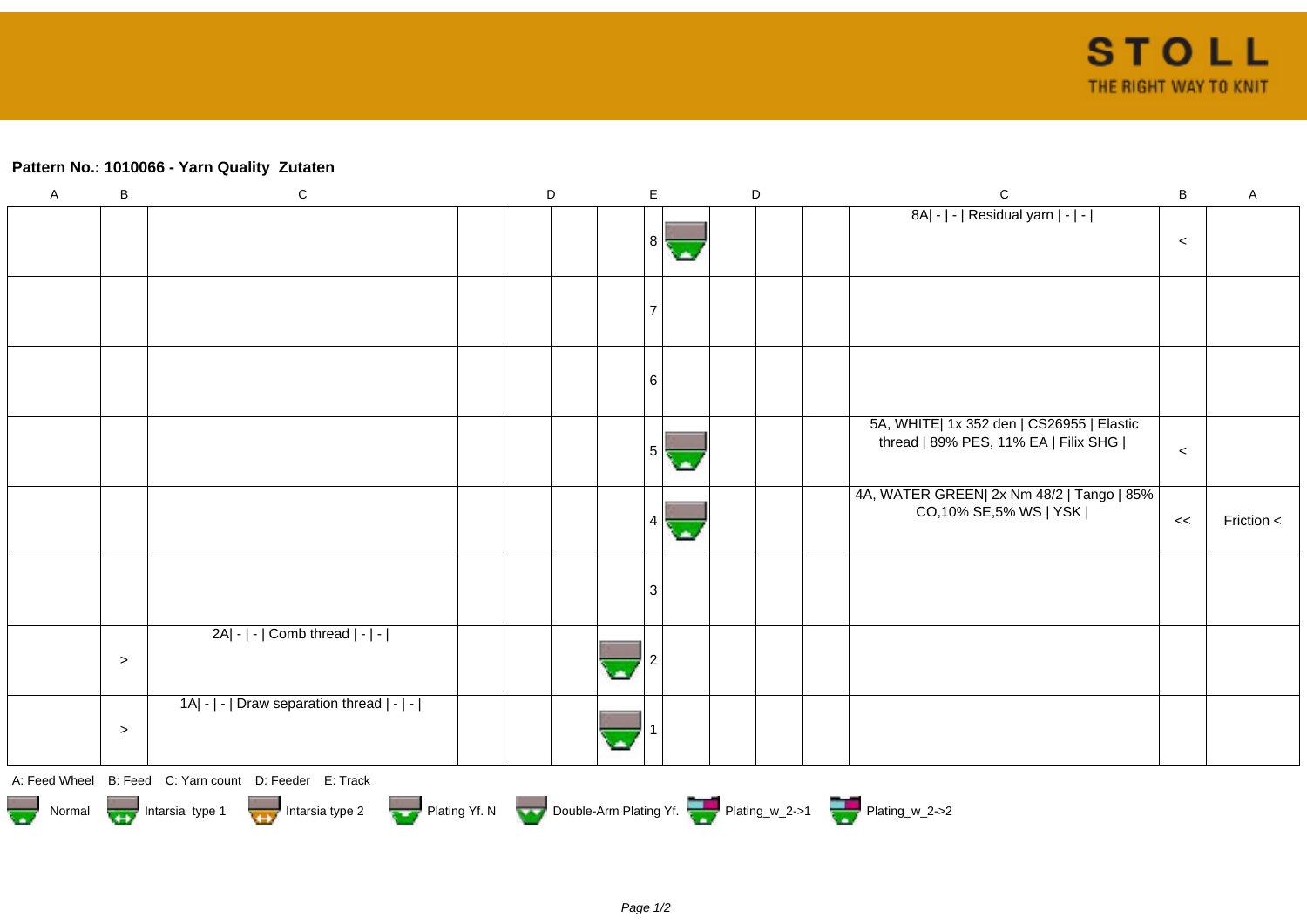**Pattern No.: 1010066 - Yarn Quality Zutaten**

| A | B | C | D | | | | E | | D | | | C | B | A |
|---|---|---|---|---|---|---|---|---|---|---|---|---|---|---|
| | | | | | | | 8 | | | | | 8A\| - \| - \| Residual yarn \| - \| - \| | < | |
| | | | | | | | 7 | | | | | | | |
| | | | | | | | 6 | | | | | | | |
| | | | | | | | 5 | | | | | 5A, WHITE\| 1x 352 den \| CS26955 \| Elastic thread \| 89% PES, 11% EA \| Filix SHG \| | < | |
| | | | | | | | 4 | | | | | 4A, WATER GREEN\| 2x Nm 48/2 \| Tango \| 85% CO,10% SE,5% WS \| YSK \| | << | Friction < |
| | | | | | | | 3 | | | | | | | |
| | > | 2A\| - \| - \| Comb thread \| - \| - \| | | | | | 2 | | | | | | | |
| | > | 1A\| - \| - \| Draw separation thread \| - \| - \| | | | | | 1 | | | | | | | |

A: Feed Wheel B: Feed C: Yarn count D: Feeder E: Track

Normal Intarsia type 1 Intarsia type 2 Plating Yf. N Double-Arm Plating Yf. Plating_w_2->1 Plating_w_2->2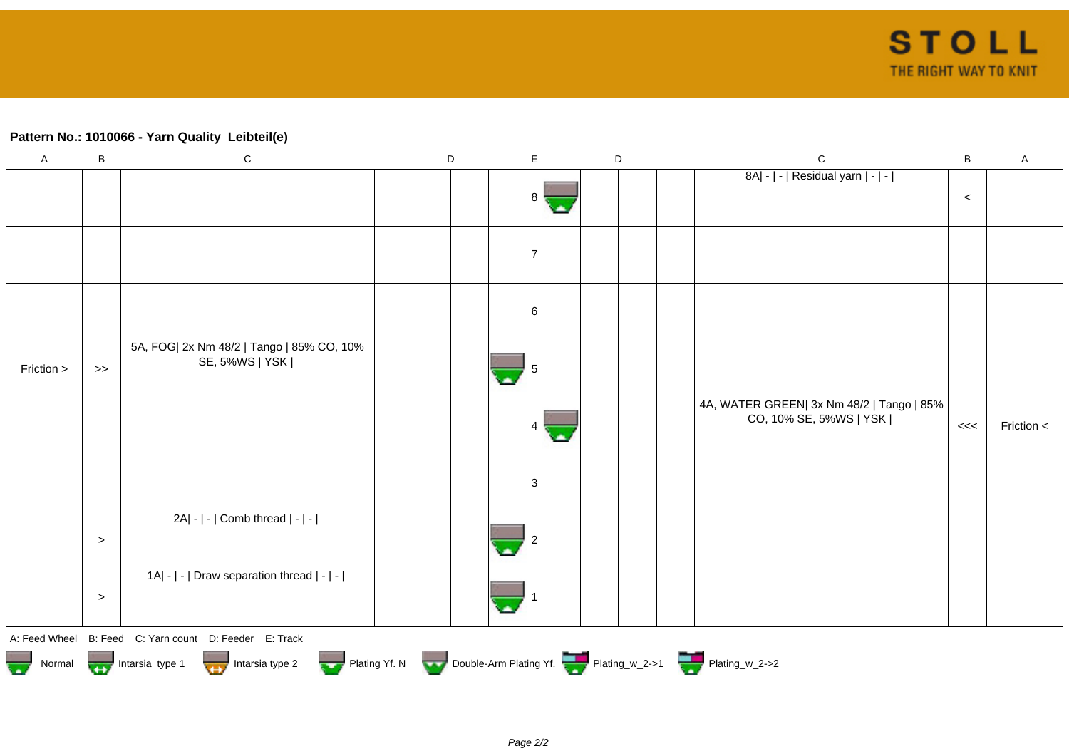**Pattern No.: 1010066 - Yarn Quality  Leibteil(e)**

| A | B | C | D | D | D | D | E | D | D | D | D | C | B | A |
|---|---|---|---|---|---|---|---|---|---|---|---|---|---|---|
| | | | | | | | 8 | | | | | 8A\| - \| - \| Residual yarn \| - \| - \| | < | |
| | | | | | | | 7 | | | | | | | |
| | | | | | | | 6 | | | | | | | |
| Friction > | >> | 5A, FOG\| 2x Nm 48/2 \| Tango \| 85% CO, 10% SE, 5%WS \| YSK \| | | | | | 5 | | | | | | | |
| | | | | | | | 4 | | | | | 4A, WATER GREEN\| 3x Nm 48/2 \| Tango \| 85% CO, 10% SE, 5%WS \| YSK \| | <<< | Friction < |
| | | | | | | | 3 | | | | | | | |
| | > | 2A\| - \| - \| Comb thread \| - \| - \| | | | | | 2 | | | | | | | |
| | > | 1A\| - \| - \| Draw separation thread \| - \| - \| | | | | | 1 | | | | | | | |

A: Feed Wheel   B: Feed   C: Yarn count   D: Feeder   E: Track

Normal   Intarsia type 1   Intarsia type 2   Plating Yf. N   Double-Arm Plating Yf.   Plating_w_2->1   Plating_w_2->2